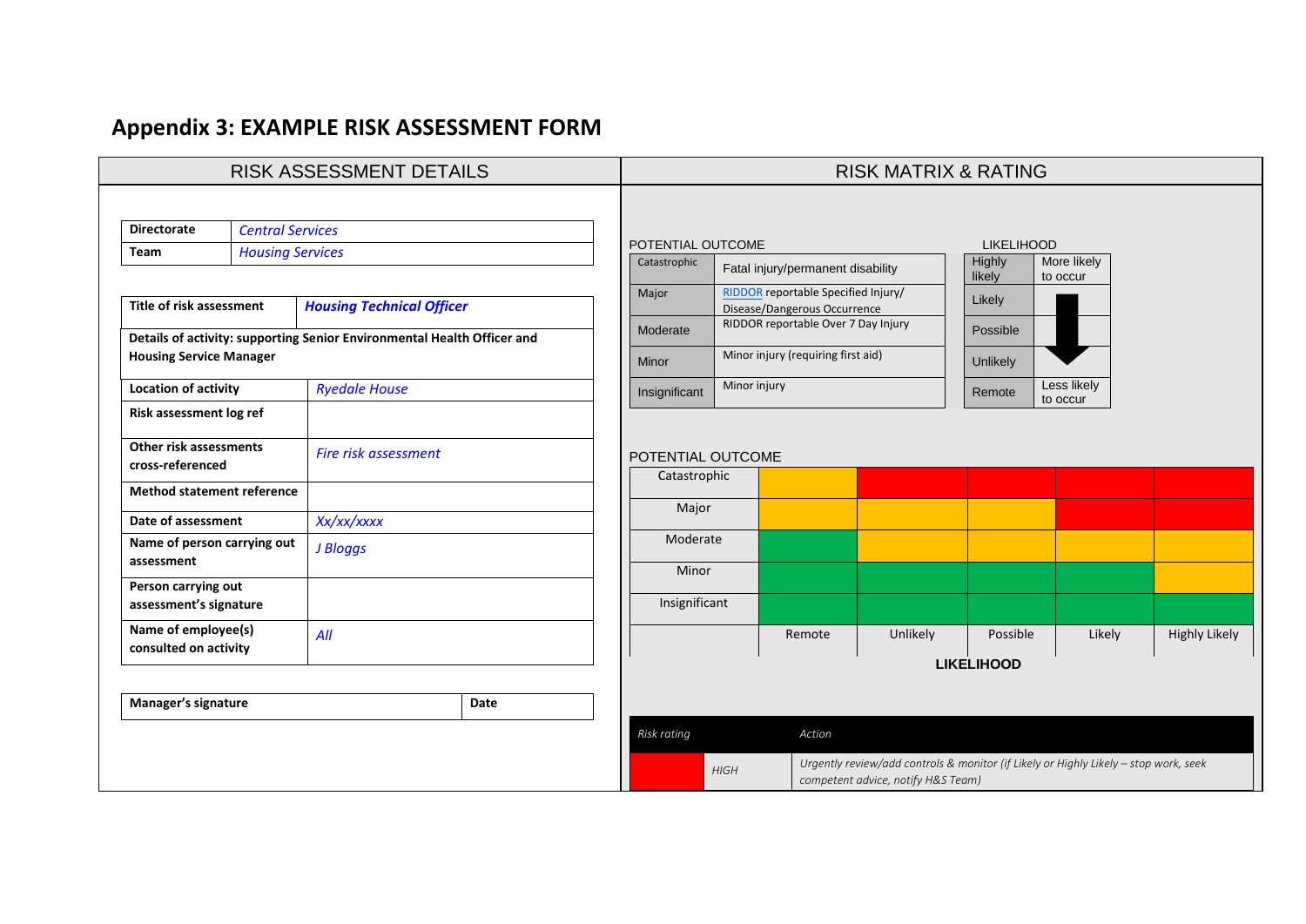# Appendix 3: EXAMPLE RISK ASSESSMENT FORM

## RISK ASSESSMENT DETAILS

| **Directorate** | *Central Services* |
|---|---|
| **Team** | *Housing Services* |

| **Title of risk assessment** | ***Housing Technical Officer*** |
|---|---|
| **Details of activity: supporting Senior Environmental Health Officer and Housing Service Manager** | |
| **Location of activity** | *Ryedale House* |
| **Risk assessment log ref** | |
| **Other risk assessments cross-referenced** | *Fire risk assessment* |
| **Method statement reference** | |
| **Date of assessment** | *Xx/xx/xxxx* |
| **Name of person carrying out assessment** | *J Bloggs* |
| **Person carrying out assessment's signature** | |
| **Name of employee(s) consulted on activity** | *All* |

| **Manager's signature** | | **Date** | |
|---|---|---|---|

## RISK MATRIX & RATING

POTENTIAL OUTCOME

| | |
|---|---|
| Catastrophic | Fatal injury/permanent disability |
| Major | RIDDOR reportable Specified Injury/ Disease/Dangerous Occurrence |
| Moderate | RIDDOR reportable Over 7 Day Injury |
| Minor | Minor injury (requiring first aid) |
| Insignificant | Minor injury |

LIKELIHOOD

| | |
|---|---|
| Highly likely | More likely to occur |
| Likely | |
| Possible | |
| Unlikely | |
| Remote | Less likely to occur |

POTENTIAL OUTCOME

| | Remote | Unlikely | Possible | Likely | Highly Likely |
|---|---|---|---|---|---|
| Catastrophic | Amber | Red | Red | Red | Red |
| Major | Amber | Amber | Amber | Red | Red |
| Moderate | Green | Amber | Amber | Amber | Amber |
| Minor | Green | Green | Green | Green | Amber |
| Insignificant | Green | Green | Green | Green | Green |

**LIKELIHOOD**

| *Risk rating* | | *Action* |
|---|---|---|
| Red | *HIGH* | *Urgently review/add controls & monitor (if Likely or Highly Likely – stop work, seek competent advice, notify H&S Team)* |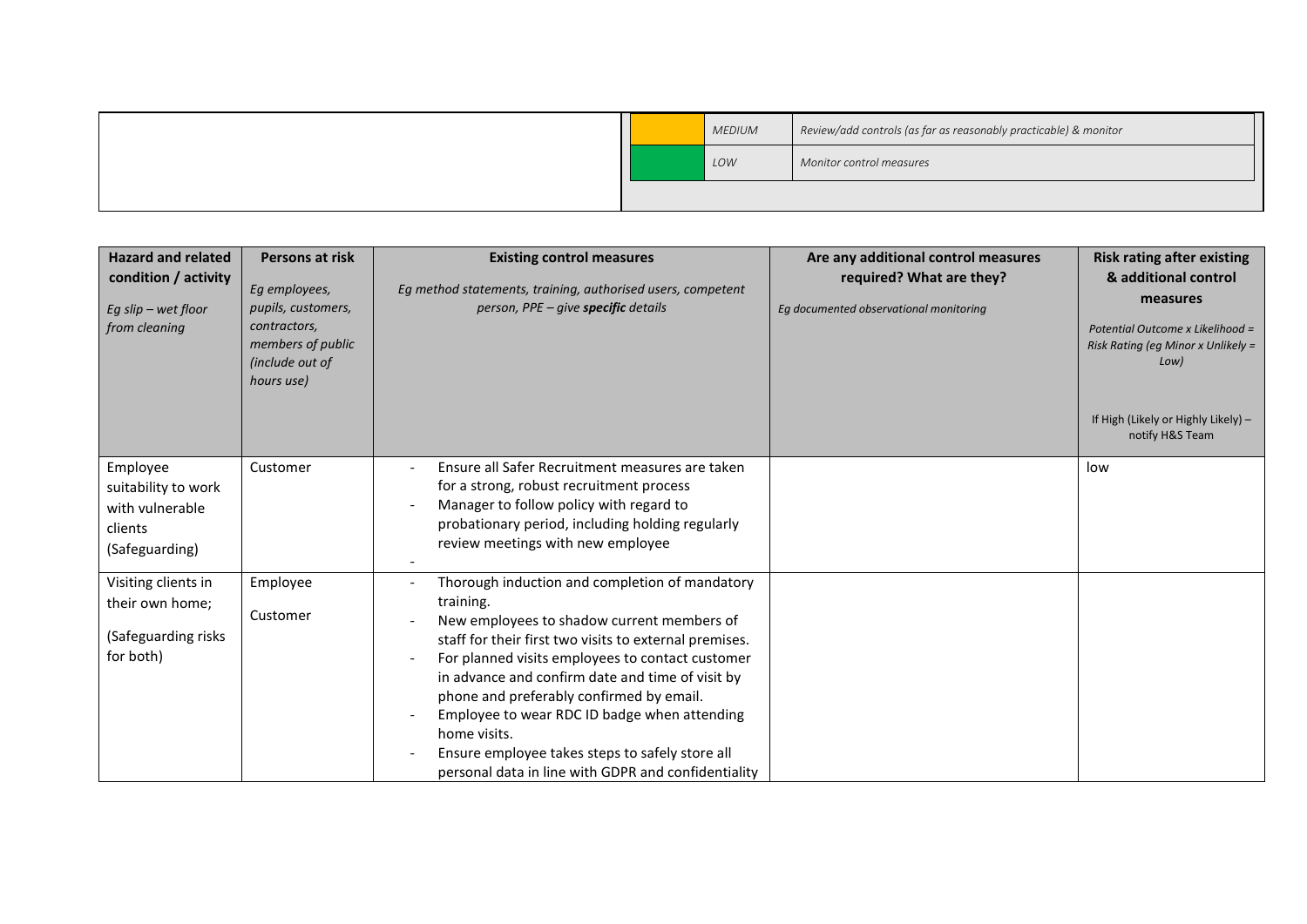| | | |
|---|---|---|
| | *MEDIUM* | *Review/add controls (as far as reasonably practicable) & monitor* |
| | *LOW* | *Monitor control measures* |

| **Hazard and related condition / activity** *Eg slip – wet floor from cleaning* | **Persons at risk** *Eg employees, pupils, customers, contractors, members of public (include out of hours use)* | **Existing control measures** *Eg method statements, training, authorised users, competent person, PPE – give **specific** details* | **Are any additional control measures required? What are they?** *Eg documented observational monitoring* | **Risk rating after existing & additional control measures** *Potential Outcome x Likelihood = Risk Rating (eg Minor x Unlikely = Low)* If High (Likely or Highly Likely) – notify H&S Team |
|---|---|---|---|---|
| Employee suitability to work with vulnerable clients (Safeguarding) | Customer | - Ensure all Safer Recruitment measures are taken for a strong, robust recruitment process<br>- Manager to follow policy with regard to probationary period, including holding regularly review meetings with new employee<br>- | | low |
| Visiting clients in their own home; (Safeguarding risks for both) | Employee<br>Customer | - Thorough induction and completion of mandatory training.<br>- New employees to shadow current members of staff for their first two visits to external premises.<br>- For planned visits employees to contact customer in advance and confirm date and time of visit by phone and preferably confirmed by email.<br>- Employee to wear RDC ID badge when attending home visits.<br>- Ensure employee takes steps to safely store all personal data in line with GDPR and confidentiality | | |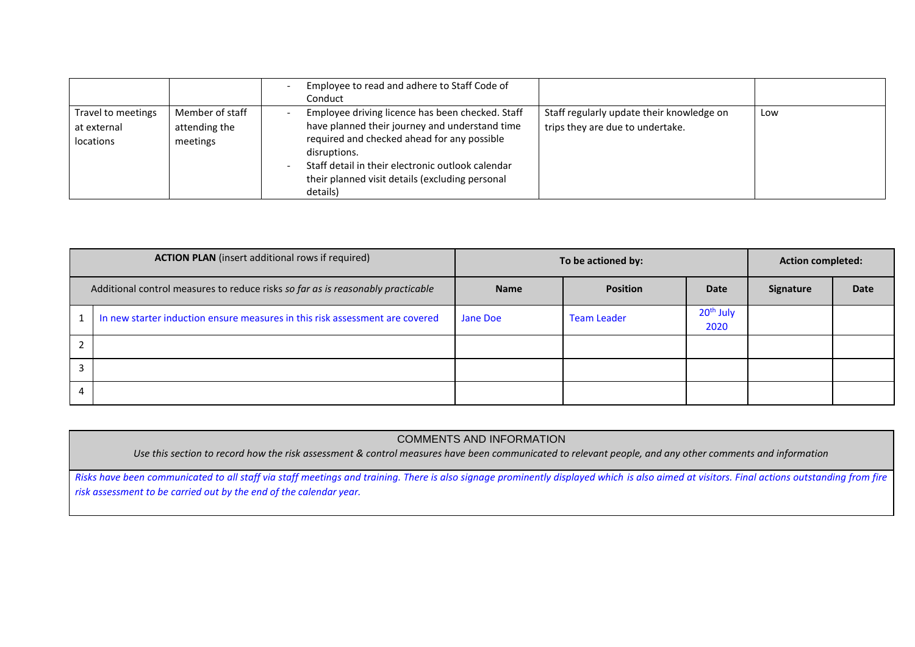| | | | | |
|---|---|---|---|---|
| | | - Employee to read and adhere to Staff Code of Conduct | | |
| Travel to meetings at external locations | Member of staff attending the meetings | - Employee driving licence has been checked. Staff have planned their journey and understand time required and checked ahead for any possible disruptions.<br>- Staff detail in their electronic outlook calendar their planned visit details (excluding personal details) | Staff regularly update their knowledge on trips they are due to undertake. | Low |

| **ACTION PLAN** (insert additional rows if required) | | **To be actioned by:** | | | **Action completed:** | |
|---|---|---|---|---|---|---|
| Additional control measures to reduce risks *so far as is reasonably practicable* | | **Name** | **Position** | **Date** | **Signature** | **Date** |
| 1 | In new starter induction ensure measures in this risk assessment are covered | Jane Doe | Team Leader | 20th July 2020 | | |
| 2 | | | | | | |
| 3 | | | | | | |
| 4 | | | | | | |

| COMMENTS AND INFORMATION<br>*Use this section to record how the risk assessment & control measures have been communicated to relevant people, and any other comments and information* |
|---|
| *Risks have been communicated to all staff via staff meetings and training. There is also signage prominently displayed which is also aimed at visitors. Final actions outstanding from fire risk assessment to be carried out by the end of the calendar year.* |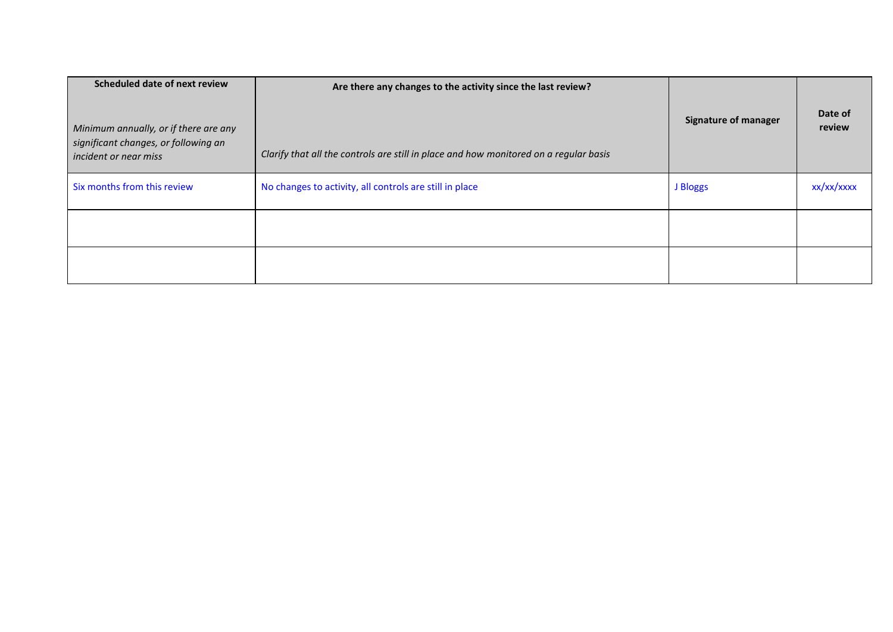| **Scheduled date of next review**<br><br>*Minimum annually, or if there are any significant changes, or following an incident or near miss* | **Are there any changes to the activity since the last review?**<br><br>*Clarify that all the controls are still in place and how monitored on a regular basis* | **Signature of manager** | **Date of review** |
|---|---|---|---|
| Six months from this review | No changes to activity, all controls are still in place | J Bloggs | xx/xx/xxxx |
| | | | |
| | | | |